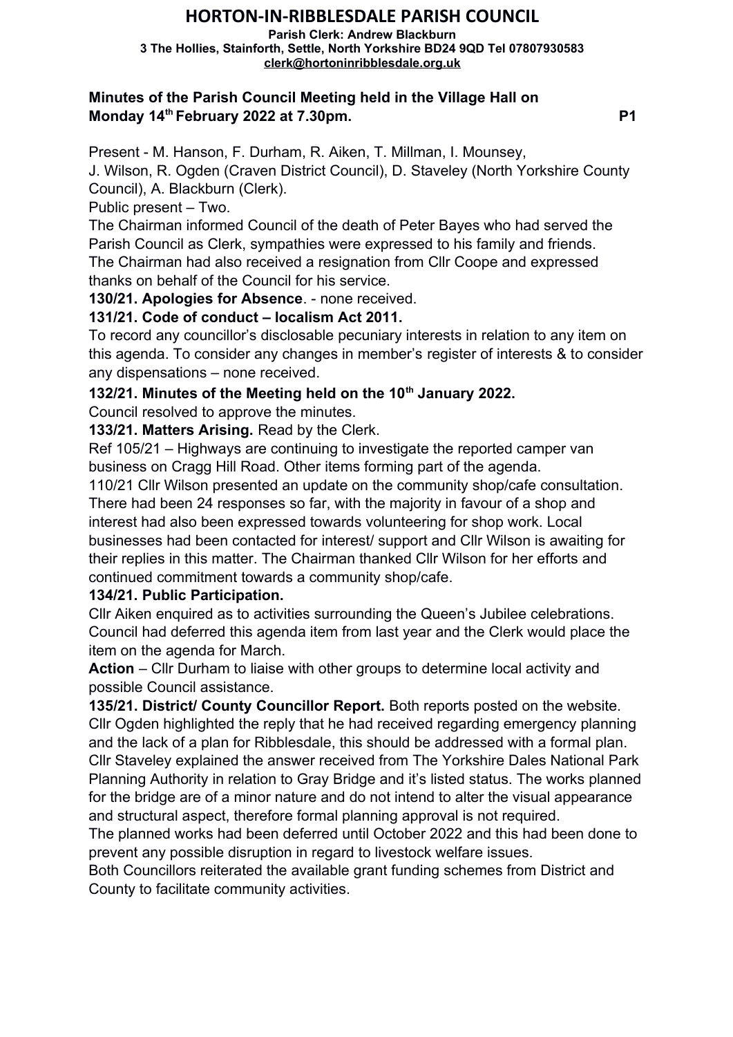# HORTON-IN-RIBBLESDALE PARISH COUNCIL

**Parish Clerk: Andrew Blackburn**
**3 The Hollies, Stainforth, Settle, North Yorkshire BD24 9QD Tel 07807930583**
**clerk@hortoninribblesdale.org.uk**

## Minutes of the Parish Council Meeting held in the Village Hall on Monday 14th February 2022 at 7.30pm.

Present - M. Hanson, F. Durham, R. Aiken, T. Millman, I. Mounsey, J. Wilson, R. Ogden (Craven District Council), D. Staveley (North Yorkshire County Council), A. Blackburn (Clerk).

Public present – Two.

The Chairman informed Council of the death of Peter Bayes who had served the Parish Council as Clerk, sympathies were expressed to his family and friends.

The Chairman had also received a resignation from Cllr Coope and expressed thanks on behalf of the Council for his service.

**130/21. Apologies for Absence**. - none received.

**131/21. Code of conduct – localism Act 2011.**

To record any councillor's disclosable pecuniary interests in relation to any item on this agenda. To consider any changes in member's register of interests & to consider any dispensations – none received.

**132/21. Minutes of the Meeting held on the 10th January 2022.**

Council resolved to approve the minutes.

**133/21. Matters Arising.** Read by the Clerk.

Ref 105/21 – Highways are continuing to investigate the reported camper van business on Cragg Hill Road. Other items forming part of the agenda.

110/21 Cllr Wilson presented an update on the community shop/cafe consultation. There had been 24 responses so far, with the majority in favour of a shop and interest had also been expressed towards volunteering for shop work. Local businesses had been contacted for interest/ support and Cllr Wilson is awaiting for their replies in this matter. The Chairman thanked Cllr Wilson for her efforts and continued commitment towards a community shop/cafe.

**134/21. Public Participation.**

Cllr Aiken enquired as to activities surrounding the Queen's Jubilee celebrations. Council had deferred this agenda item from last year and the Clerk would place the item on the agenda for March.

**Action** – Cllr Durham to liaise with other groups to determine local activity and possible Council assistance.

**135/21. District/ County Councillor Report.** Both reports posted on the website. Cllr Ogden highlighted the reply that he had received regarding emergency planning and the lack of a plan for Ribblesdale, this should be addressed with a formal plan. Cllr Staveley explained the answer received from The Yorkshire Dales National Park Planning Authority in relation to Gray Bridge and it's listed status. The works planned for the bridge are of a minor nature and do not intend to alter the visual appearance and structural aspect, therefore formal planning approval is not required.

The planned works had been deferred until October 2022 and this had been done to prevent any possible disruption in regard to livestock welfare issues.

Both Councillors reiterated the available grant funding schemes from District and County to facilitate community activities.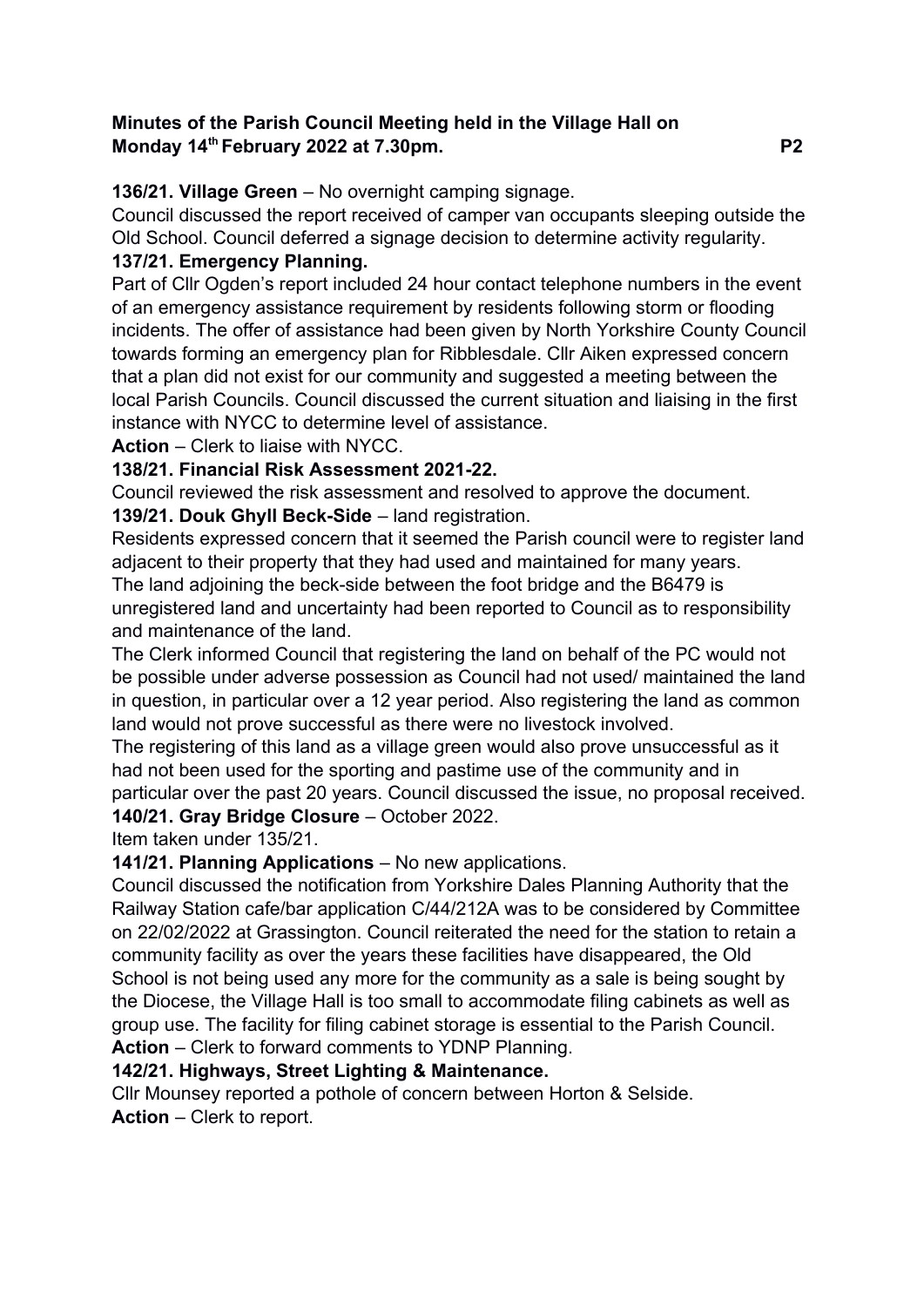**Minutes of the Parish Council Meeting held in the Village Hall on Monday 14th February 2022 at 7.30pm.**

**136/21. Village Green** – No overnight camping signage.

Council discussed the report received of camper van occupants sleeping outside the Old School. Council deferred a signage decision to determine activity regularity.

**137/21. Emergency Planning.**

Part of Cllr Ogden's report included 24 hour contact telephone numbers in the event of an emergency assistance requirement by residents following storm or flooding incidents. The offer of assistance had been given by North Yorkshire County Council towards forming an emergency plan for Ribblesdale. Cllr Aiken expressed concern that a plan did not exist for our community and suggested a meeting between the local Parish Councils. Council discussed the current situation and liaising in the first instance with NYCC to determine level of assistance.

**Action** – Clerk to liaise with NYCC.

**138/21. Financial Risk Assessment 2021-22.**

Council reviewed the risk assessment and resolved to approve the document.

**139/21. Douk Ghyll Beck-Side** – land registration.

Residents expressed concern that it seemed the Parish council were to register land adjacent to their property that they had used and maintained for many years.

The land adjoining the beck-side between the foot bridge and the B6479 is unregistered land and uncertainty had been reported to Council as to responsibility and maintenance of the land.

The Clerk informed Council that registering the land on behalf of the PC would not be possible under adverse possession as Council had not used/ maintained the land in question, in particular over a 12 year period. Also registering the land as common land would not prove successful as there were no livestock involved.

The registering of this land as a village green would also prove unsuccessful as it had not been used for the sporting and pastime use of the community and in particular over the past 20 years. Council discussed the issue, no proposal received.

**140/21. Gray Bridge Closure** – October 2022.

Item taken under 135/21.

**141/21. Planning Applications** – No new applications.

Council discussed the notification from Yorkshire Dales Planning Authority that the Railway Station cafe/bar application C/44/212A was to be considered by Committee on 22/02/2022 at Grassington. Council reiterated the need for the station to retain a community facility as over the years these facilities have disappeared, the Old School is not being used any more for the community as a sale is being sought by the Diocese, the Village Hall is too small to accommodate filing cabinets as well as group use. The facility for filing cabinet storage is essential to the Parish Council.

**Action** – Clerk to forward comments to YDNP Planning.

**142/21. Highways, Street Lighting & Maintenance.**

Cllr Mounsey reported a pothole of concern between Horton & Selside.

**Action** – Clerk to report.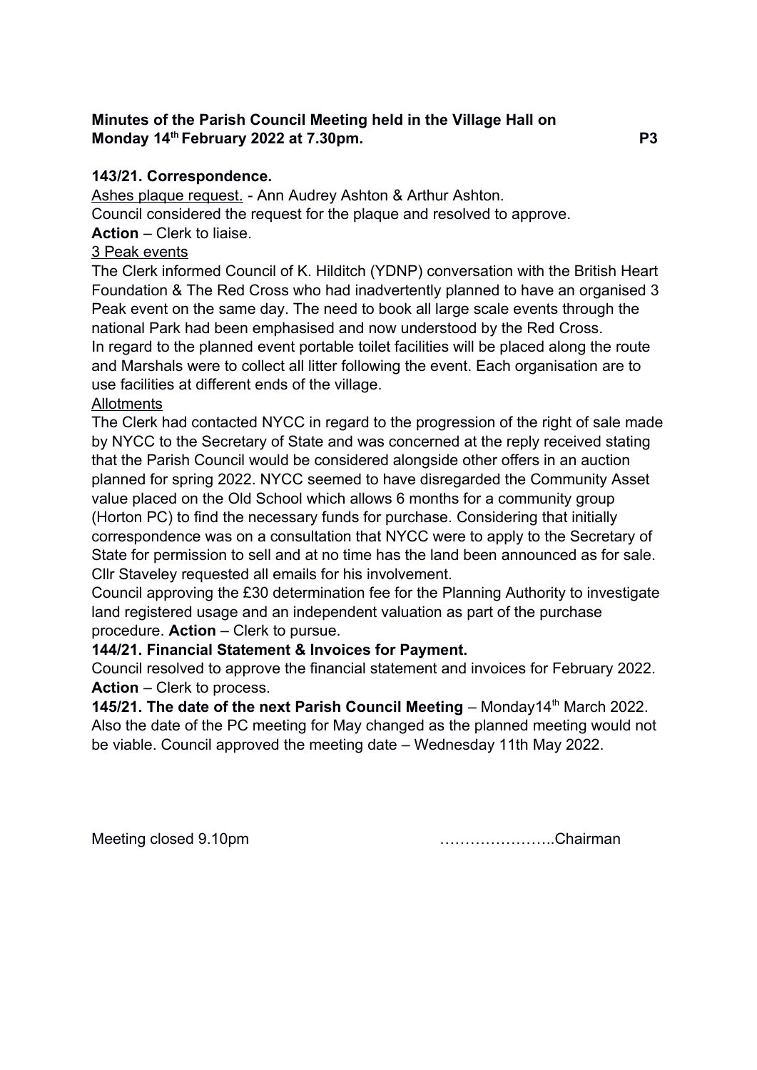**Minutes of the Parish Council Meeting held in the Village Hall on Monday 14th February 2022 at 7.30pm.**

**143/21. Correspondence.**

Ashes plaque request. - Ann Audrey Ashton & Arthur Ashton.

Council considered the request for the plaque and resolved to approve.

**Action** – Clerk to liaise.

3 Peak events

The Clerk informed Council of K. Hilditch (YDNP) conversation with the British Heart Foundation & The Red Cross who had inadvertently planned to have an organised 3 Peak event on the same day. The need to book all large scale events through the national Park had been emphasised and now understood by the Red Cross.

In regard to the planned event portable toilet facilities will be placed along the route and Marshals were to collect all litter following the event. Each organisation are to use facilities at different ends of the village.

Allotments

The Clerk had contacted NYCC in regard to the progression of the right of sale made by NYCC to the Secretary of State and was concerned at the reply received stating that the Parish Council would be considered alongside other offers in an auction planned for spring 2022. NYCC seemed to have disregarded the Community Asset value placed on the Old School which allows 6 months for a community group (Horton PC) to find the necessary funds for purchase. Considering that initially correspondence was on a consultation that NYCC were to apply to the Secretary of State for permission to sell and at no time has the land been announced as for sale. Cllr Staveley requested all emails for his involvement.

Council approving the £30 determination fee for the Planning Authority to investigate land registered usage and an independent valuation as part of the purchase procedure. **Action** – Clerk to pursue.

**144/21. Financial Statement & Invoices for Payment.**

Council resolved to approve the financial statement and invoices for February 2022.

**Action** – Clerk to process.

**145/21. The date of the next Parish Council Meeting** – Monday14th March 2022. Also the date of the PC meeting for May changed as the planned meeting would not be viable. Council approved the meeting date – Wednesday 11th May 2022.

Meeting closed 9.10pm ………………….Chairman